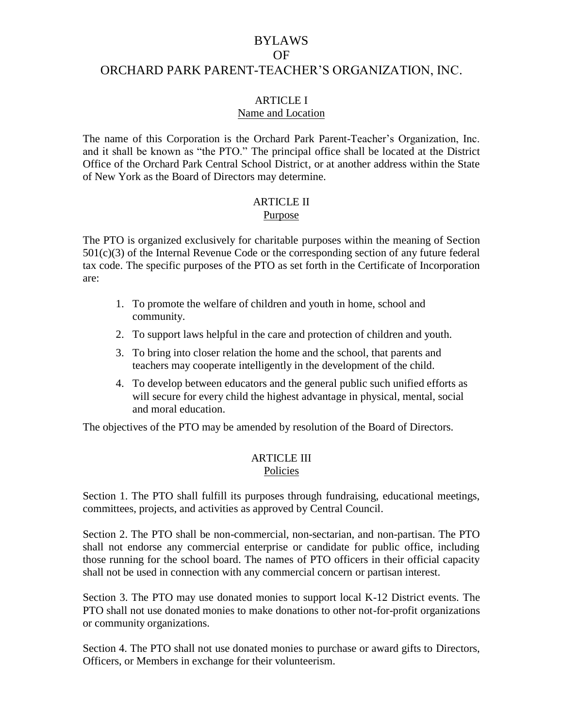# BYLAWS
# OF
# ORCHARD PARK PARENT-TEACHER'S ORGANIZATION, INC.

## ARTICLE I
## Name and Location

The name of this Corporation is the Orchard Park Parent-Teacher's Organization, Inc. and it shall be known as "the PTO." The principal office shall be located at the District Office of the Orchard Park Central School District, or at another address within the State of New York as the Board of Directors may determine.

## ARTICLE II
## Purpose

The PTO is organized exclusively for charitable purposes within the meaning of Section 501(c)(3) of the Internal Revenue Code or the corresponding section of any future federal tax code. The specific purposes of the PTO as set forth in the Certificate of Incorporation are:

1. To promote the welfare of children and youth in home, school and community.
2. To support laws helpful in the care and protection of children and youth.
3. To bring into closer relation the home and the school, that parents and teachers may cooperate intelligently in the development of the child.
4. To develop between educators and the general public such unified efforts as will secure for every child the highest advantage in physical, mental, social and moral education.

The objectives of the PTO may be amended by resolution of the Board of Directors.

## ARTICLE III
## Policies

Section 1. The PTO shall fulfill its purposes through fundraising, educational meetings, committees, projects, and activities as approved by Central Council.

Section 2. The PTO shall be non-commercial, non-sectarian, and non-partisan. The PTO shall not endorse any commercial enterprise or candidate for public office, including those running for the school board. The names of PTO officers in their official capacity shall not be used in connection with any commercial concern or partisan interest.

Section 3. The PTO may use donated monies to support local K-12 District events. The PTO shall not use donated monies to make donations to other not-for-profit organizations or community organizations.

Section 4. The PTO shall not use donated monies to purchase or award gifts to Directors, Officers, or Members in exchange for their volunteerism.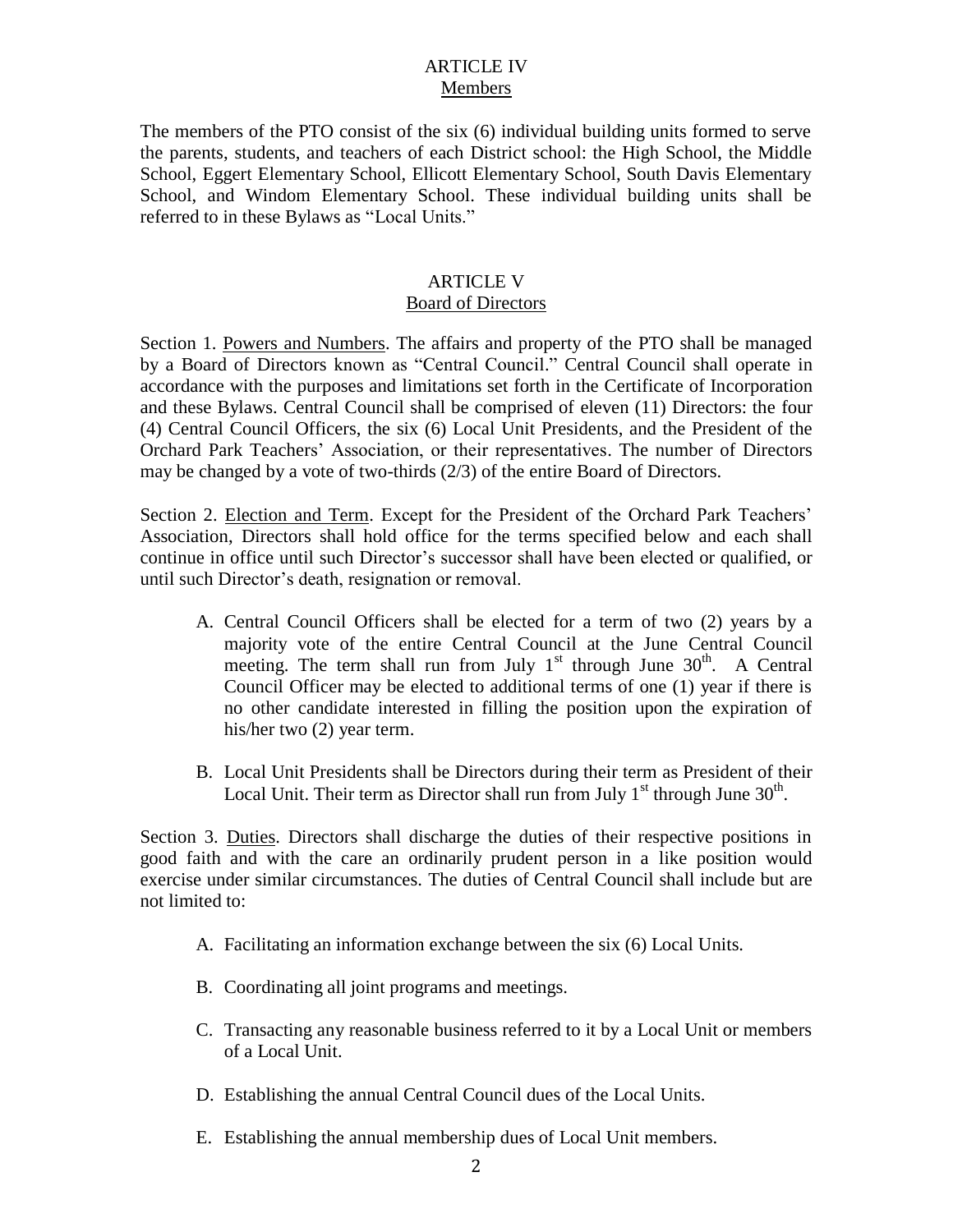## ARTICLE IV
## Members

The members of the PTO consist of the six (6) individual building units formed to serve the parents, students, and teachers of each District school: the High School, the Middle School, Eggert Elementary School, Ellicott Elementary School, South Davis Elementary School, and Windom Elementary School. These individual building units shall be referred to in these Bylaws as "Local Units."

## ARTICLE V
## Board of Directors

Section 1. Powers and Numbers. The affairs and property of the PTO shall be managed by a Board of Directors known as "Central Council." Central Council shall operate in accordance with the purposes and limitations set forth in the Certificate of Incorporation and these Bylaws. Central Council shall be comprised of eleven (11) Directors: the four (4) Central Council Officers, the six (6) Local Unit Presidents, and the President of the Orchard Park Teachers' Association, or their representatives. The number of Directors may be changed by a vote of two-thirds (2/3) of the entire Board of Directors.

Section 2. Election and Term. Except for the President of the Orchard Park Teachers' Association, Directors shall hold office for the terms specified below and each shall continue in office until such Director's successor shall have been elected or qualified, or until such Director's death, resignation or removal.

A. Central Council Officers shall be elected for a term of two (2) years by a majority vote of the entire Central Council at the June Central Council meeting. The term shall run from July 1st through June 30th. A Central Council Officer may be elected to additional terms of one (1) year if there is no other candidate interested in filling the position upon the expiration of his/her two (2) year term.

B. Local Unit Presidents shall be Directors during their term as President of their Local Unit. Their term as Director shall run from July 1st through June 30th.

Section 3. Duties. Directors shall discharge the duties of their respective positions in good faith and with the care an ordinarily prudent person in a like position would exercise under similar circumstances. The duties of Central Council shall include but are not limited to:

A. Facilitating an information exchange between the six (6) Local Units.

B. Coordinating all joint programs and meetings.

C. Transacting any reasonable business referred to it by a Local Unit or members of a Local Unit.

D. Establishing the annual Central Council dues of the Local Units.

E. Establishing the annual membership dues of Local Unit members.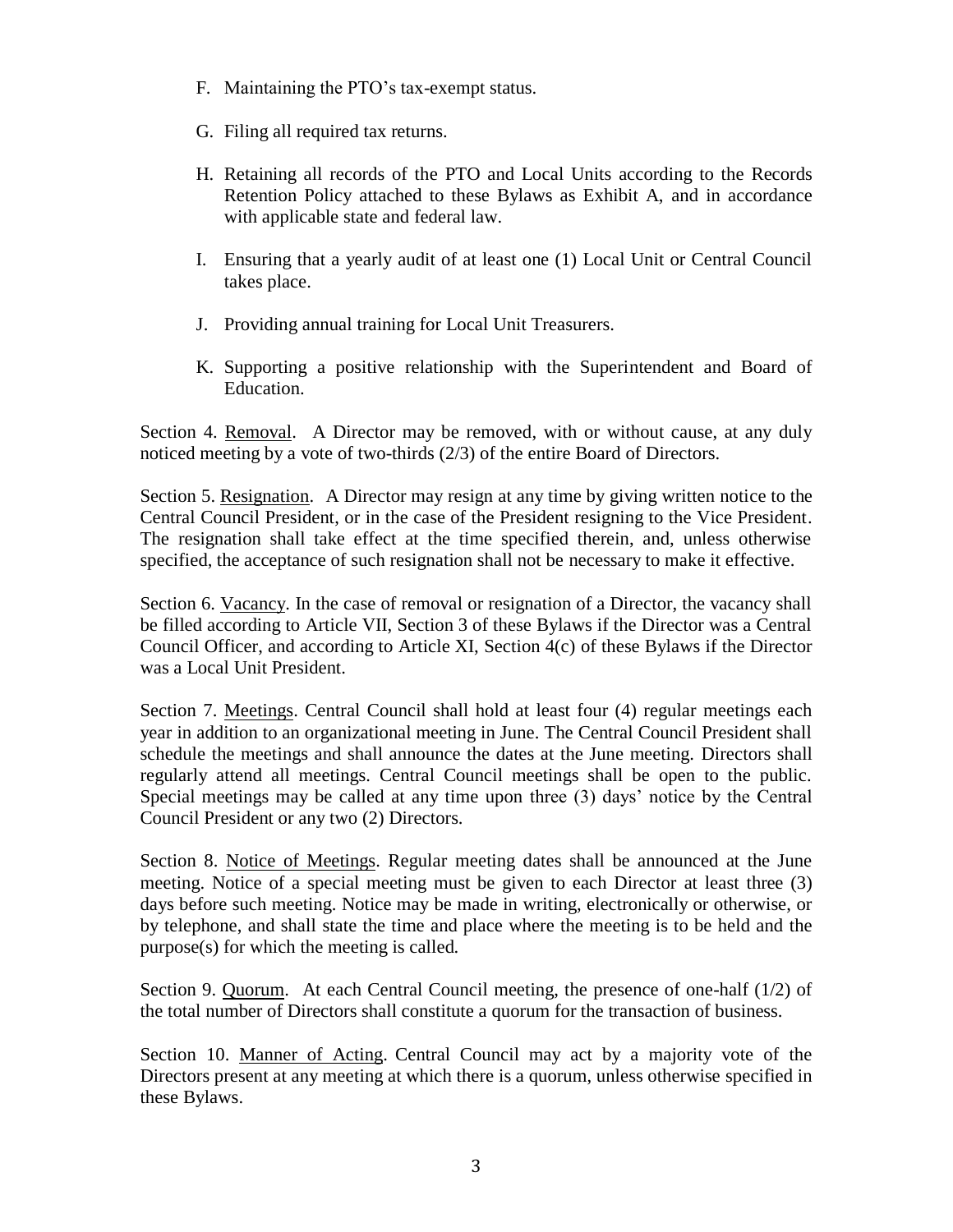F. Maintaining the PTO's tax-exempt status.

G. Filing all required tax returns.

H. Retaining all records of the PTO and Local Units according to the Records Retention Policy attached to these Bylaws as Exhibit A, and in accordance with applicable state and federal law.

I. Ensuring that a yearly audit of at least one (1) Local Unit or Central Council takes place.

J. Providing annual training for Local Unit Treasurers.

K. Supporting a positive relationship with the Superintendent and Board of Education.

Section 4. <u>Removal</u>. A Director may be removed, with or without cause, at any duly noticed meeting by a vote of two-thirds (2/3) of the entire Board of Directors.

Section 5. <u>Resignation</u>. A Director may resign at any time by giving written notice to the Central Council President, or in the case of the President resigning to the Vice President. The resignation shall take effect at the time specified therein, and, unless otherwise specified, the acceptance of such resignation shall not be necessary to make it effective.

Section 6. <u>Vacancy</u>. In the case of removal or resignation of a Director, the vacancy shall be filled according to Article VII, Section 3 of these Bylaws if the Director was a Central Council Officer, and according to Article XI, Section 4(c) of these Bylaws if the Director was a Local Unit President.

Section 7. <u>Meetings</u>. Central Council shall hold at least four (4) regular meetings each year in addition to an organizational meeting in June. The Central Council President shall schedule the meetings and shall announce the dates at the June meeting. Directors shall regularly attend all meetings. Central Council meetings shall be open to the public. Special meetings may be called at any time upon three (3) days' notice by the Central Council President or any two (2) Directors.

Section 8. <u>Notice of Meetings</u>. Regular meeting dates shall be announced at the June meeting. Notice of a special meeting must be given to each Director at least three (3) days before such meeting. Notice may be made in writing, electronically or otherwise, or by telephone, and shall state the time and place where the meeting is to be held and the purpose(s) for which the meeting is called.

Section 9. <u>Quorum</u>. At each Central Council meeting, the presence of one-half (1/2) of the total number of Directors shall constitute a quorum for the transaction of business.

Section 10. <u>Manner of Acting</u>. Central Council may act by a majority vote of the Directors present at any meeting at which there is a quorum, unless otherwise specified in these Bylaws.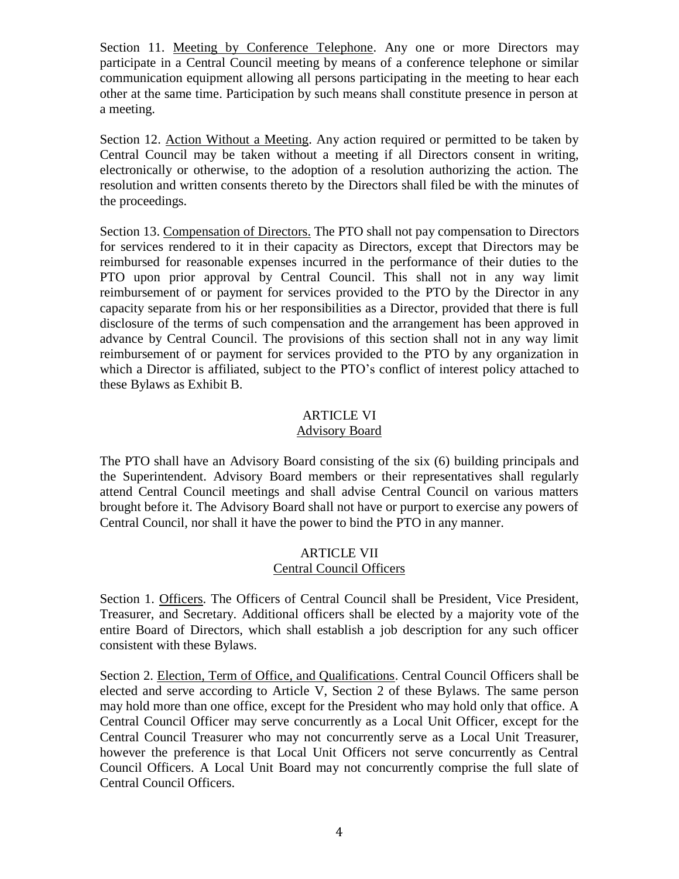Section 11. Meeting by Conference Telephone. Any one or more Directors may participate in a Central Council meeting by means of a conference telephone or similar communication equipment allowing all persons participating in the meeting to hear each other at the same time. Participation by such means shall constitute presence in person at a meeting.

Section 12. Action Without a Meeting. Any action required or permitted to be taken by Central Council may be taken without a meeting if all Directors consent in writing, electronically or otherwise, to the adoption of a resolution authorizing the action. The resolution and written consents thereto by the Directors shall filed be with the minutes of the proceedings.

Section 13. Compensation of Directors. The PTO shall not pay compensation to Directors for services rendered to it in their capacity as Directors, except that Directors may be reimbursed for reasonable expenses incurred in the performance of their duties to the PTO upon prior approval by Central Council. This shall not in any way limit reimbursement of or payment for services provided to the PTO by the Director in any capacity separate from his or her responsibilities as a Director, provided that there is full disclosure of the terms of such compensation and the arrangement has been approved in advance by Central Council. The provisions of this section shall not in any way limit reimbursement of or payment for services provided to the PTO by any organization in which a Director is affiliated, subject to the PTO's conflict of interest policy attached to these Bylaws as Exhibit B.

## ARTICLE VI
## Advisory Board

The PTO shall have an Advisory Board consisting of the six (6) building principals and the Superintendent. Advisory Board members or their representatives shall regularly attend Central Council meetings and shall advise Central Council on various matters brought before it. The Advisory Board shall not have or purport to exercise any powers of Central Council, nor shall it have the power to bind the PTO in any manner.

## ARTICLE VII
## Central Council Officers

Section 1. Officers. The Officers of Central Council shall be President, Vice President, Treasurer, and Secretary. Additional officers shall be elected by a majority vote of the entire Board of Directors, which shall establish a job description for any such officer consistent with these Bylaws.

Section 2. Election, Term of Office, and Qualifications. Central Council Officers shall be elected and serve according to Article V, Section 2 of these Bylaws. The same person may hold more than one office, except for the President who may hold only that office. A Central Council Officer may serve concurrently as a Local Unit Officer, except for the Central Council Treasurer who may not concurrently serve as a Local Unit Treasurer, however the preference is that Local Unit Officers not serve concurrently as Central Council Officers. A Local Unit Board may not concurrently comprise the full slate of Central Council Officers.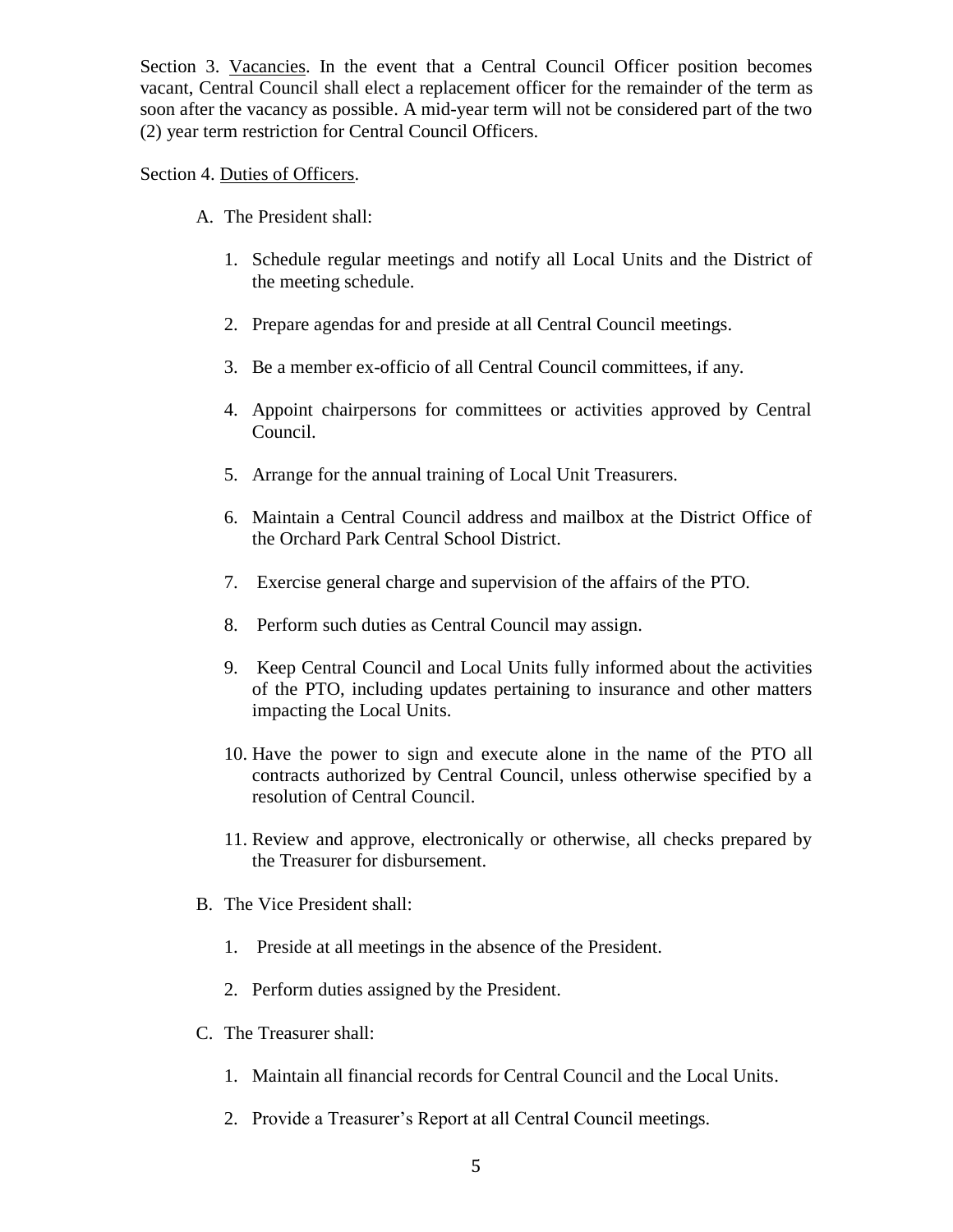Section 3. Vacancies. In the event that a Central Council Officer position becomes vacant, Central Council shall elect a replacement officer for the remainder of the term as soon after the vacancy as possible. A mid-year term will not be considered part of the two (2) year term restriction for Central Council Officers.

Section 4. Duties of Officers.

A. The President shall:

1. Schedule regular meetings and notify all Local Units and the District of the meeting schedule.
2. Prepare agendas for and preside at all Central Council meetings.
3. Be a member ex-officio of all Central Council committees, if any.
4. Appoint chairpersons for committees or activities approved by Central Council.
5. Arrange for the annual training of Local Unit Treasurers.
6. Maintain a Central Council address and mailbox at the District Office of the Orchard Park Central School District.
7. Exercise general charge and supervision of the affairs of the PTO.
8. Perform such duties as Central Council may assign.
9. Keep Central Council and Local Units fully informed about the activities of the PTO, including updates pertaining to insurance and other matters impacting the Local Units.
10. Have the power to sign and execute alone in the name of the PTO all contracts authorized by Central Council, unless otherwise specified by a resolution of Central Council.
11. Review and approve, electronically or otherwise, all checks prepared by the Treasurer for disbursement.

B. The Vice President shall:

1. Preside at all meetings in the absence of the President.
2. Perform duties assigned by the President.

C. The Treasurer shall:

1. Maintain all financial records for Central Council and the Local Units.
2. Provide a Treasurer's Report at all Central Council meetings.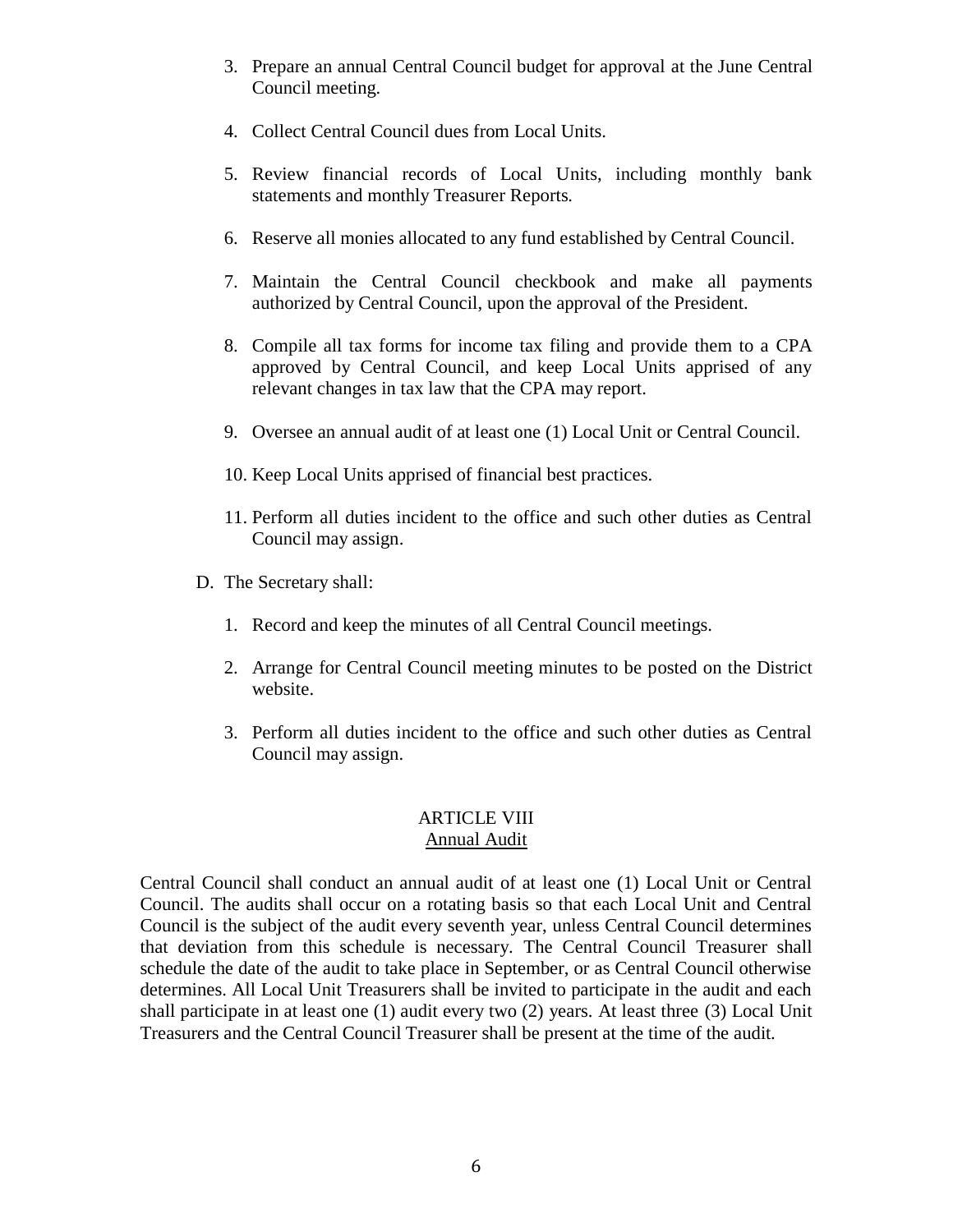3. Prepare an annual Central Council budget for approval at the June Central Council meeting.

4. Collect Central Council dues from Local Units.

5. Review financial records of Local Units, including monthly bank statements and monthly Treasurer Reports.

6. Reserve all monies allocated to any fund established by Central Council.

7. Maintain the Central Council checkbook and make all payments authorized by Central Council, upon the approval of the President.

8. Compile all tax forms for income tax filing and provide them to a CPA approved by Central Council, and keep Local Units apprised of any relevant changes in tax law that the CPA may report.

9. Oversee an annual audit of at least one (1) Local Unit or Central Council.

10. Keep Local Units apprised of financial best practices.

11. Perform all duties incident to the office and such other duties as Central Council may assign.

D. The Secretary shall:

1. Record and keep the minutes of all Central Council meetings.

2. Arrange for Central Council meeting minutes to be posted on the District website.

3. Perform all duties incident to the office and such other duties as Central Council may assign.

## ARTICLE VIII
### Annual Audit

Central Council shall conduct an annual audit of at least one (1) Local Unit or Central Council. The audits shall occur on a rotating basis so that each Local Unit and Central Council is the subject of the audit every seventh year, unless Central Council determines that deviation from this schedule is necessary. The Central Council Treasurer shall schedule the date of the audit to take place in September, or as Central Council otherwise determines. All Local Unit Treasurers shall be invited to participate in the audit and each shall participate in at least one (1) audit every two (2) years. At least three (3) Local Unit Treasurers and the Central Council Treasurer shall be present at the time of the audit.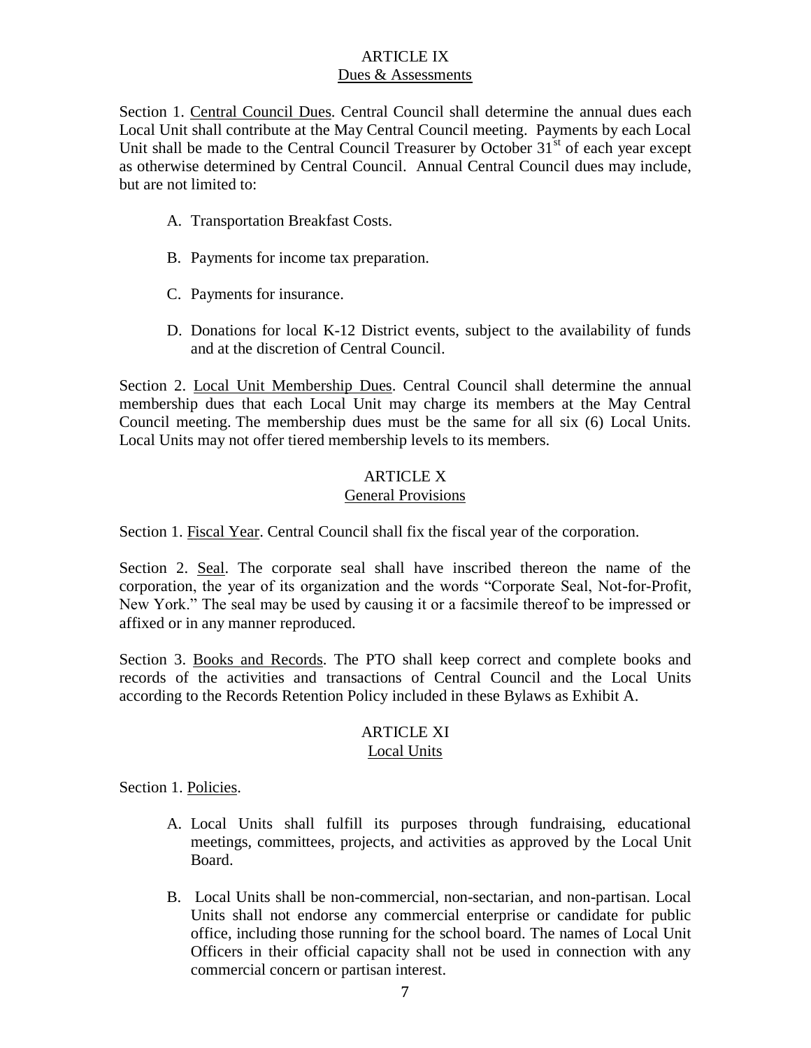## ARTICLE IX
## Dues & Assessments

Section 1. Central Council Dues. Central Council shall determine the annual dues each Local Unit shall contribute at the May Central Council meeting. Payments by each Local Unit shall be made to the Central Council Treasurer by October 31st of each year except as otherwise determined by Central Council. Annual Central Council dues may include, but are not limited to:

A. Transportation Breakfast Costs.

B. Payments for income tax preparation.

C. Payments for insurance.

D. Donations for local K-12 District events, subject to the availability of funds and at the discretion of Central Council.

Section 2. Local Unit Membership Dues. Central Council shall determine the annual membership dues that each Local Unit may charge its members at the May Central Council meeting. The membership dues must be the same for all six (6) Local Units. Local Units may not offer tiered membership levels to its members.

## ARTICLE X
## General Provisions

Section 1. Fiscal Year. Central Council shall fix the fiscal year of the corporation.

Section 2. Seal. The corporate seal shall have inscribed thereon the name of the corporation, the year of its organization and the words "Corporate Seal, Not-for-Profit, New York." The seal may be used by causing it or a facsimile thereof to be impressed or affixed or in any manner reproduced.

Section 3. Books and Records. The PTO shall keep correct and complete books and records of the activities and transactions of Central Council and the Local Units according to the Records Retention Policy included in these Bylaws as Exhibit A.

## ARTICLE XI
## Local Units

Section 1. Policies.

A. Local Units shall fulfill its purposes through fundraising, educational meetings, committees, projects, and activities as approved by the Local Unit Board.

B. Local Units shall be non-commercial, non-sectarian, and non-partisan. Local Units shall not endorse any commercial enterprise or candidate for public office, including those running for the school board. The names of Local Unit Officers in their official capacity shall not be used in connection with any commercial concern or partisan interest.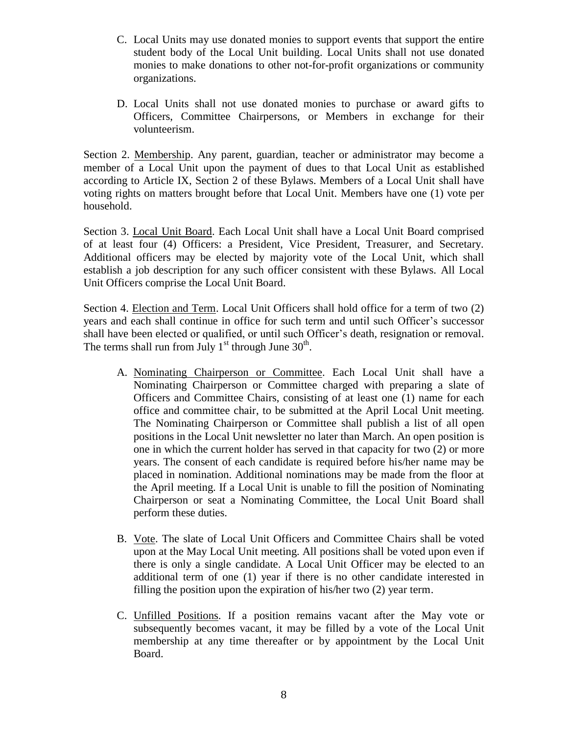C. Local Units may use donated monies to support events that support the entire student body of the Local Unit building. Local Units shall not use donated monies to make donations to other not-for-profit organizations or community organizations.

D. Local Units shall not use donated monies to purchase or award gifts to Officers, Committee Chairpersons, or Members in exchange for their volunteerism.

Section 2. Membership. Any parent, guardian, teacher or administrator may become a member of a Local Unit upon the payment of dues to that Local Unit as established according to Article IX, Section 2 of these Bylaws. Members of a Local Unit shall have voting rights on matters brought before that Local Unit. Members have one (1) vote per household.

Section 3. Local Unit Board. Each Local Unit shall have a Local Unit Board comprised of at least four (4) Officers: a President, Vice President, Treasurer, and Secretary. Additional officers may be elected by majority vote of the Local Unit, which shall establish a job description for any such officer consistent with these Bylaws. All Local Unit Officers comprise the Local Unit Board.

Section 4. Election and Term. Local Unit Officers shall hold office for a term of two (2) years and each shall continue in office for such term and until such Officer's successor shall have been elected or qualified, or until such Officer's death, resignation or removal. The terms shall run from July 1st through June 30th.

A. Nominating Chairperson or Committee. Each Local Unit shall have a Nominating Chairperson or Committee charged with preparing a slate of Officers and Committee Chairs, consisting of at least one (1) name for each office and committee chair, to be submitted at the April Local Unit meeting. The Nominating Chairperson or Committee shall publish a list of all open positions in the Local Unit newsletter no later than March. An open position is one in which the current holder has served in that capacity for two (2) or more years. The consent of each candidate is required before his/her name may be placed in nomination. Additional nominations may be made from the floor at the April meeting. If a Local Unit is unable to fill the position of Nominating Chairperson or seat a Nominating Committee, the Local Unit Board shall perform these duties.

B. Vote. The slate of Local Unit Officers and Committee Chairs shall be voted upon at the May Local Unit meeting. All positions shall be voted upon even if there is only a single candidate. A Local Unit Officer may be elected to an additional term of one (1) year if there is no other candidate interested in filling the position upon the expiration of his/her two (2) year term.

C. Unfilled Positions. If a position remains vacant after the May vote or subsequently becomes vacant, it may be filled by a vote of the Local Unit membership at any time thereafter or by appointment by the Local Unit Board.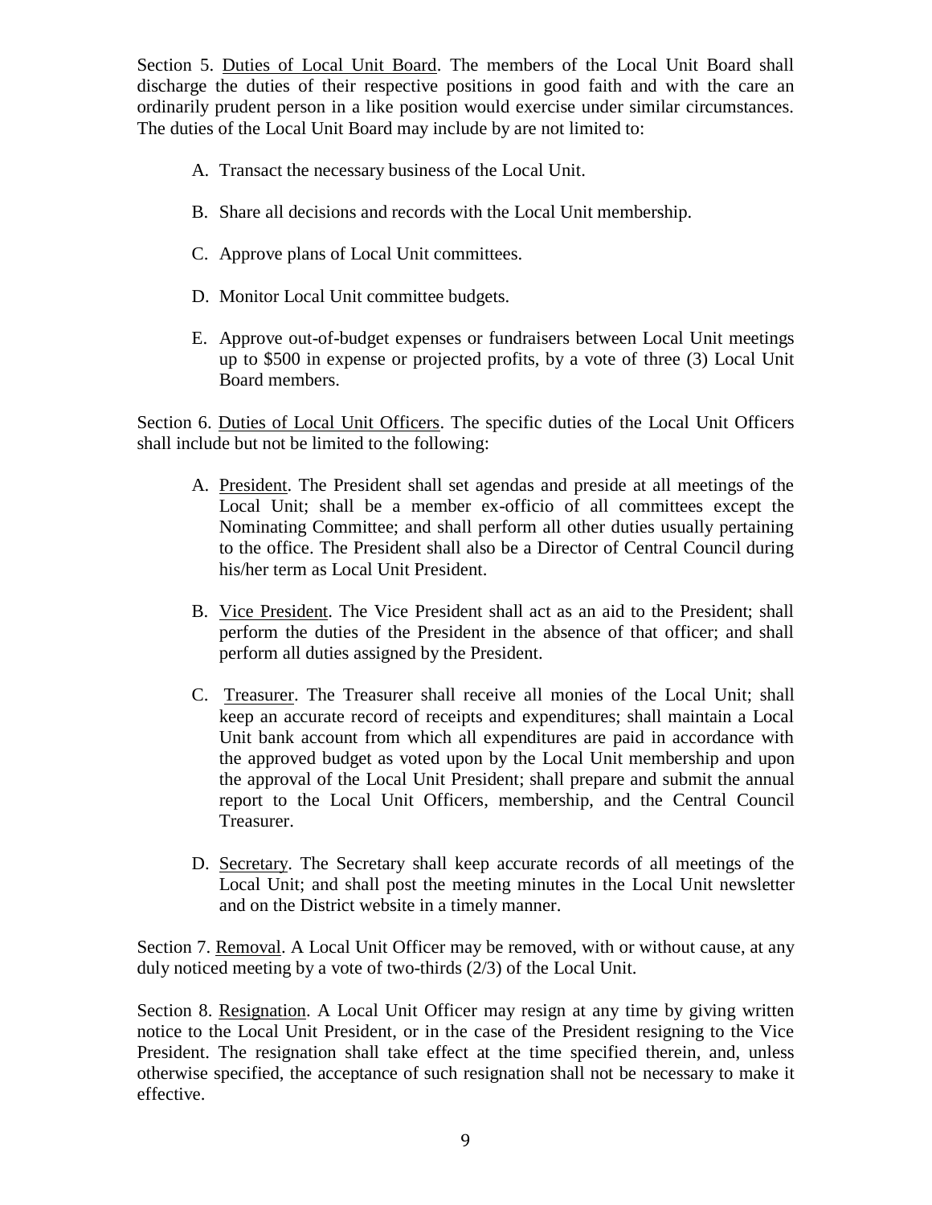Section 5. <u>Duties of Local Unit Board</u>. The members of the Local Unit Board shall discharge the duties of their respective positions in good faith and with the care an ordinarily prudent person in a like position would exercise under similar circumstances. The duties of the Local Unit Board may include by are not limited to:

A. Transact the necessary business of the Local Unit.

B. Share all decisions and records with the Local Unit membership.

C. Approve plans of Local Unit committees.

D. Monitor Local Unit committee budgets.

E. Approve out-of-budget expenses or fundraisers between Local Unit meetings up to $500 in expense or projected profits, by a vote of three (3) Local Unit Board members.

Section 6. <u>Duties of Local Unit Officers</u>. The specific duties of the Local Unit Officers shall include but not be limited to the following:

A. <u>President</u>. The President shall set agendas and preside at all meetings of the Local Unit; shall be a member ex-officio of all committees except the Nominating Committee; and shall perform all other duties usually pertaining to the office. The President shall also be a Director of Central Council during his/her term as Local Unit President.

B. <u>Vice President</u>. The Vice President shall act as an aid to the President; shall perform the duties of the President in the absence of that officer; and shall perform all duties assigned by the President.

C. <u>Treasurer</u>. The Treasurer shall receive all monies of the Local Unit; shall keep an accurate record of receipts and expenditures; shall maintain a Local Unit bank account from which all expenditures are paid in accordance with the approved budget as voted upon by the Local Unit membership and upon the approval of the Local Unit President; shall prepare and submit the annual report to the Local Unit Officers, membership, and the Central Council Treasurer.

D. <u>Secretary</u>. The Secretary shall keep accurate records of all meetings of the Local Unit; and shall post the meeting minutes in the Local Unit newsletter and on the District website in a timely manner.

Section 7. <u>Removal</u>. A Local Unit Officer may be removed, with or without cause, at any duly noticed meeting by a vote of two-thirds (2/3) of the Local Unit.

Section 8. <u>Resignation</u>. A Local Unit Officer may resign at any time by giving written notice to the Local Unit President, or in the case of the President resigning to the Vice President. The resignation shall take effect at the time specified therein, and, unless otherwise specified, the acceptance of such resignation shall not be necessary to make it effective.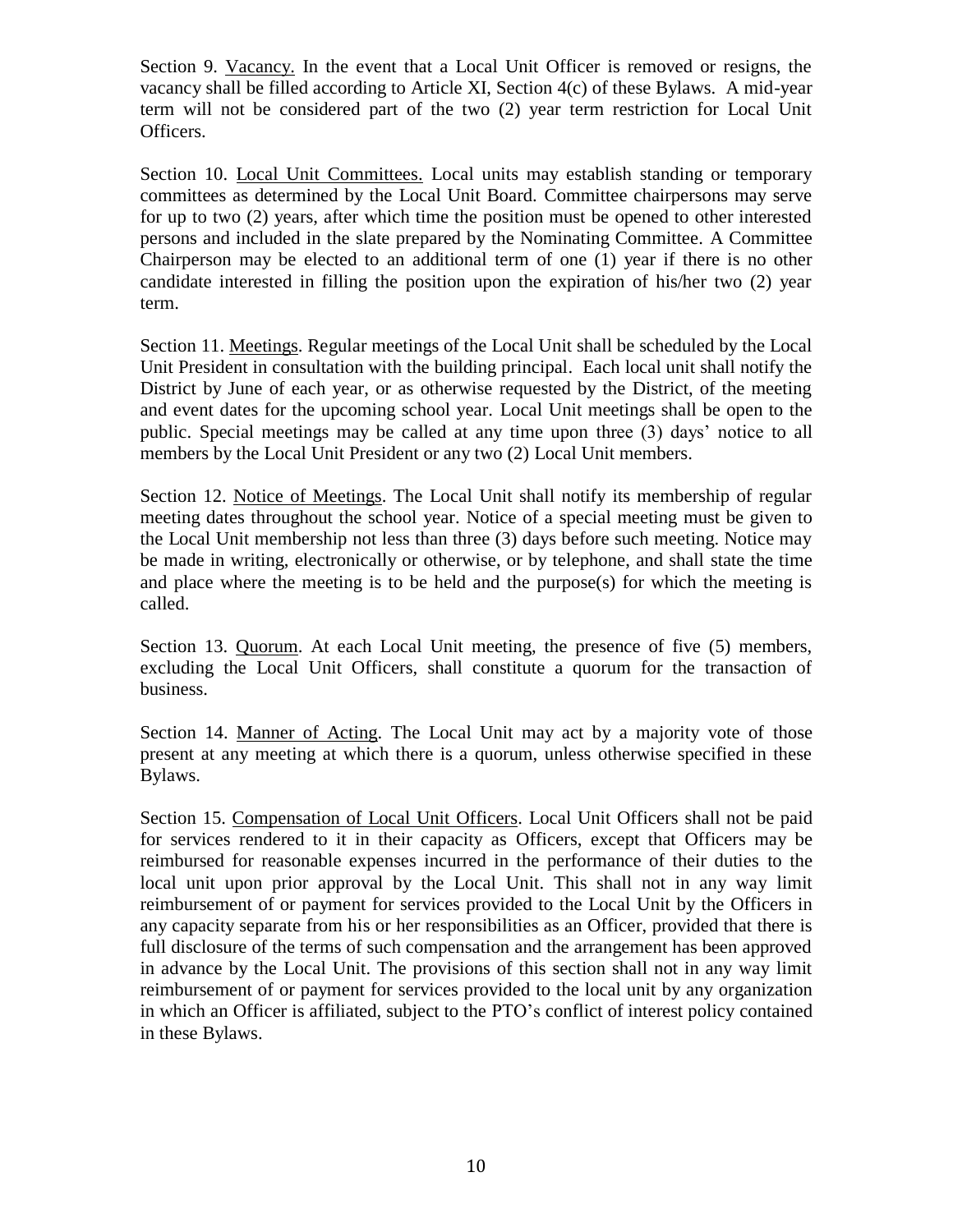Section 9. <u>Vacancy.</u> In the event that a Local Unit Officer is removed or resigns, the vacancy shall be filled according to Article XI, Section 4(c) of these Bylaws. A mid-year term will not be considered part of the two (2) year term restriction for Local Unit Officers.

Section 10. <u>Local Unit Committees.</u> Local units may establish standing or temporary committees as determined by the Local Unit Board. Committee chairpersons may serve for up to two (2) years, after which time the position must be opened to other interested persons and included in the slate prepared by the Nominating Committee. A Committee Chairperson may be elected to an additional term of one (1) year if there is no other candidate interested in filling the position upon the expiration of his/her two (2) year term.

Section 11. <u>Meetings</u>. Regular meetings of the Local Unit shall be scheduled by the Local Unit President in consultation with the building principal. Each local unit shall notify the District by June of each year, or as otherwise requested by the District, of the meeting and event dates for the upcoming school year. Local Unit meetings shall be open to the public. Special meetings may be called at any time upon three (3) days' notice to all members by the Local Unit President or any two (2) Local Unit members.

Section 12. <u>Notice of Meetings</u>. The Local Unit shall notify its membership of regular meeting dates throughout the school year. Notice of a special meeting must be given to the Local Unit membership not less than three (3) days before such meeting. Notice may be made in writing, electronically or otherwise, or by telephone, and shall state the time and place where the meeting is to be held and the purpose(s) for which the meeting is called.

Section 13. <u>Quorum</u>. At each Local Unit meeting, the presence of five (5) members, excluding the Local Unit Officers, shall constitute a quorum for the transaction of business.

Section 14. <u>Manner of Acting</u>. The Local Unit may act by a majority vote of those present at any meeting at which there is a quorum, unless otherwise specified in these Bylaws.

Section 15. <u>Compensation of Local Unit Officers</u>. Local Unit Officers shall not be paid for services rendered to it in their capacity as Officers, except that Officers may be reimbursed for reasonable expenses incurred in the performance of their duties to the local unit upon prior approval by the Local Unit. This shall not in any way limit reimbursement of or payment for services provided to the Local Unit by the Officers in any capacity separate from his or her responsibilities as an Officer, provided that there is full disclosure of the terms of such compensation and the arrangement has been approved in advance by the Local Unit. The provisions of this section shall not in any way limit reimbursement of or payment for services provided to the local unit by any organization in which an Officer is affiliated, subject to the PTO's conflict of interest policy contained in these Bylaws.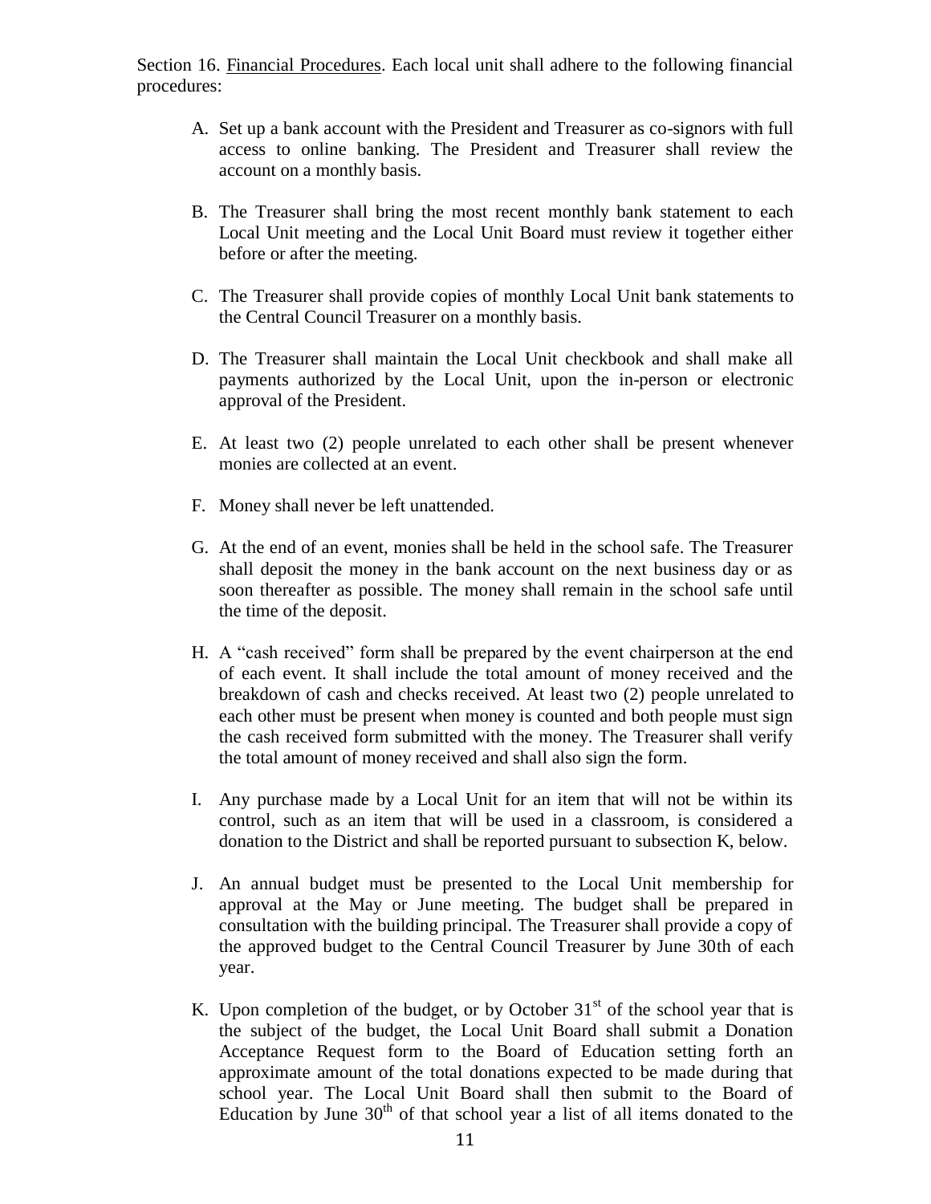Section 16. Financial Procedures. Each local unit shall adhere to the following financial procedures:

A. Set up a bank account with the President and Treasurer as co-signors with full access to online banking. The President and Treasurer shall review the account on a monthly basis.

B. The Treasurer shall bring the most recent monthly bank statement to each Local Unit meeting and the Local Unit Board must review it together either before or after the meeting.

C. The Treasurer shall provide copies of monthly Local Unit bank statements to the Central Council Treasurer on a monthly basis.

D. The Treasurer shall maintain the Local Unit checkbook and shall make all payments authorized by the Local Unit, upon the in-person or electronic approval of the President.

E. At least two (2) people unrelated to each other shall be present whenever monies are collected at an event.

F. Money shall never be left unattended.

G. At the end of an event, monies shall be held in the school safe. The Treasurer shall deposit the money in the bank account on the next business day or as soon thereafter as possible. The money shall remain in the school safe until the time of the deposit.

H. A "cash received" form shall be prepared by the event chairperson at the end of each event. It shall include the total amount of money received and the breakdown of cash and checks received. At least two (2) people unrelated to each other must be present when money is counted and both people must sign the cash received form submitted with the money. The Treasurer shall verify the total amount of money received and shall also sign the form.

I. Any purchase made by a Local Unit for an item that will not be within its control, such as an item that will be used in a classroom, is considered a donation to the District and shall be reported pursuant to subsection K, below.

J. An annual budget must be presented to the Local Unit membership for approval at the May or June meeting. The budget shall be prepared in consultation with the building principal. The Treasurer shall provide a copy of the approved budget to the Central Council Treasurer by June 30th of each year.

K. Upon completion of the budget, or by October 31st of the school year that is the subject of the budget, the Local Unit Board shall submit a Donation Acceptance Request form to the Board of Education setting forth an approximate amount of the total donations expected to be made during that school year. The Local Unit Board shall then submit to the Board of Education by June 30th of that school year a list of all items donated to the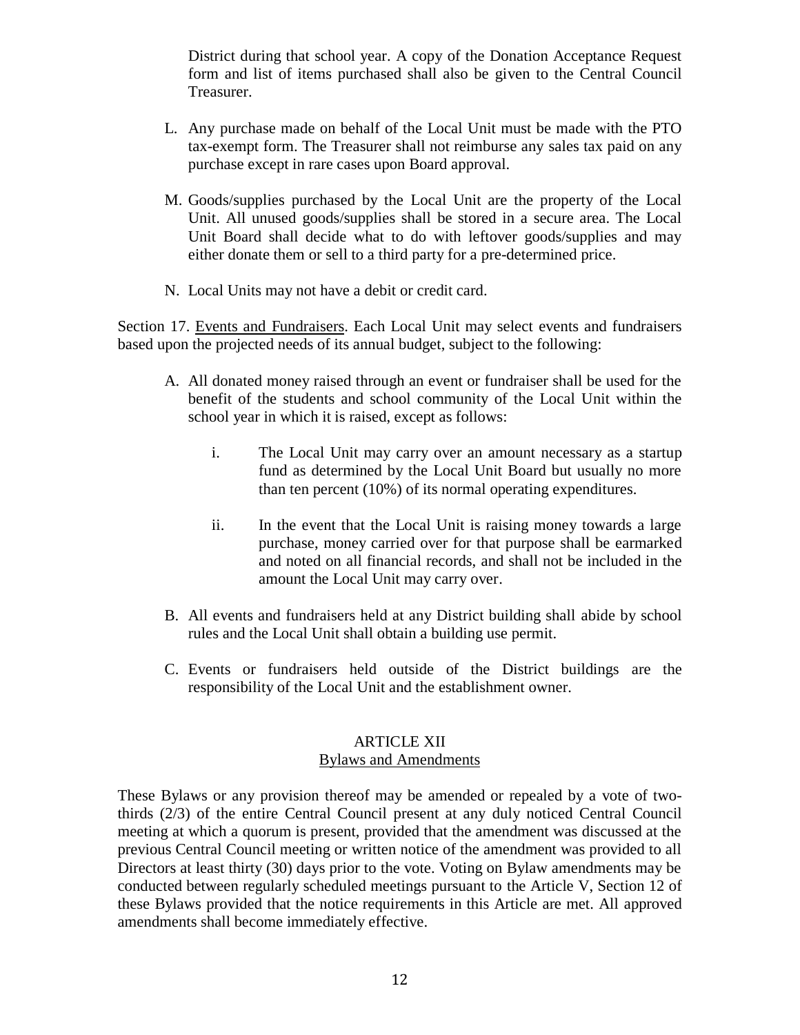District during that school year. A copy of the Donation Acceptance Request form and list of items purchased shall also be given to the Central Council Treasurer.

L. Any purchase made on behalf of the Local Unit must be made with the PTO tax-exempt form. The Treasurer shall not reimburse any sales tax paid on any purchase except in rare cases upon Board approval.

M. Goods/supplies purchased by the Local Unit are the property of the Local Unit. All unused goods/supplies shall be stored in a secure area. The Local Unit Board shall decide what to do with leftover goods/supplies and may either donate them or sell to a third party for a pre-determined price.

N. Local Units may not have a debit or credit card.

Section 17. <u>Events and Fundraisers</u>. Each Local Unit may select events and fundraisers based upon the projected needs of its annual budget, subject to the following:

A. All donated money raised through an event or fundraiser shall be used for the benefit of the students and school community of the Local Unit within the school year in which it is raised, except as follows:

   i. The Local Unit may carry over an amount necessary as a startup fund as determined by the Local Unit Board but usually no more than ten percent (10%) of its normal operating expenditures.

   ii. In the event that the Local Unit is raising money towards a large purchase, money carried over for that purpose shall be earmarked and noted on all financial records, and shall not be included in the amount the Local Unit may carry over.

B. All events and fundraisers held at any District building shall abide by school rules and the Local Unit shall obtain a building use permit.

C. Events or fundraisers held outside of the District buildings are the responsibility of the Local Unit and the establishment owner.

## ARTICLE XII
## <u>Bylaws and Amendments</u>

These Bylaws or any provision thereof may be amended or repealed by a vote of two-thirds (2/3) of the entire Central Council present at any duly noticed Central Council meeting at which a quorum is present, provided that the amendment was discussed at the previous Central Council meeting or written notice of the amendment was provided to all Directors at least thirty (30) days prior to the vote. Voting on Bylaw amendments may be conducted between regularly scheduled meetings pursuant to the Article V, Section 12 of these Bylaws provided that the notice requirements in this Article are met. All approved amendments shall become immediately effective.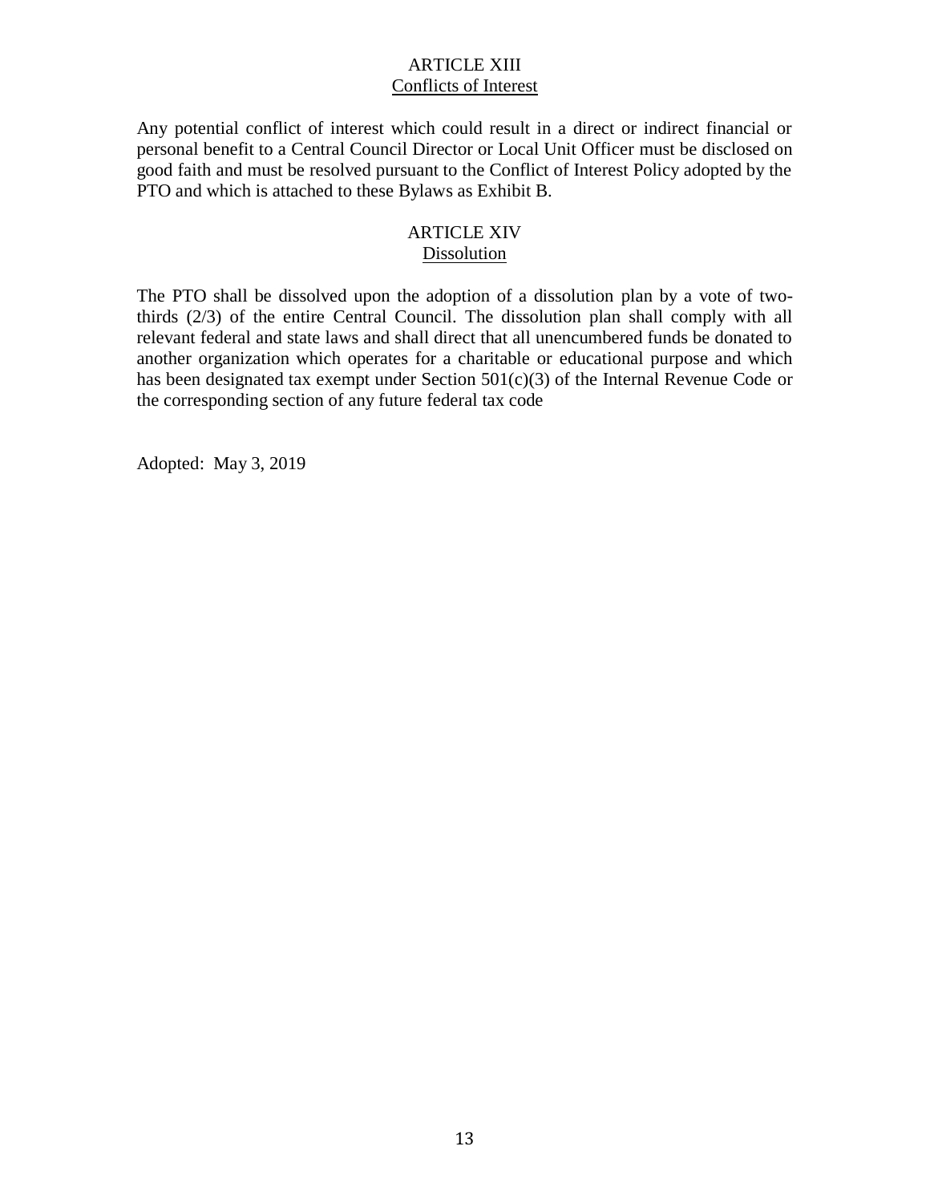## ARTICLE XIII
### Conflicts of Interest

Any potential conflict of interest which could result in a direct or indirect financial or personal benefit to a Central Council Director or Local Unit Officer must be disclosed on good faith and must be resolved pursuant to the Conflict of Interest Policy adopted by the PTO and which is attached to these Bylaws as Exhibit B.

## ARTICLE XIV
### Dissolution

The PTO shall be dissolved upon the adoption of a dissolution plan by a vote of two-thirds (2/3) of the entire Central Council. The dissolution plan shall comply with all relevant federal and state laws and shall direct that all unencumbered funds be donated to another organization which operates for a charitable or educational purpose and which has been designated tax exempt under Section 501(c)(3) of the Internal Revenue Code or the corresponding section of any future federal tax code

Adopted: May 3, 2019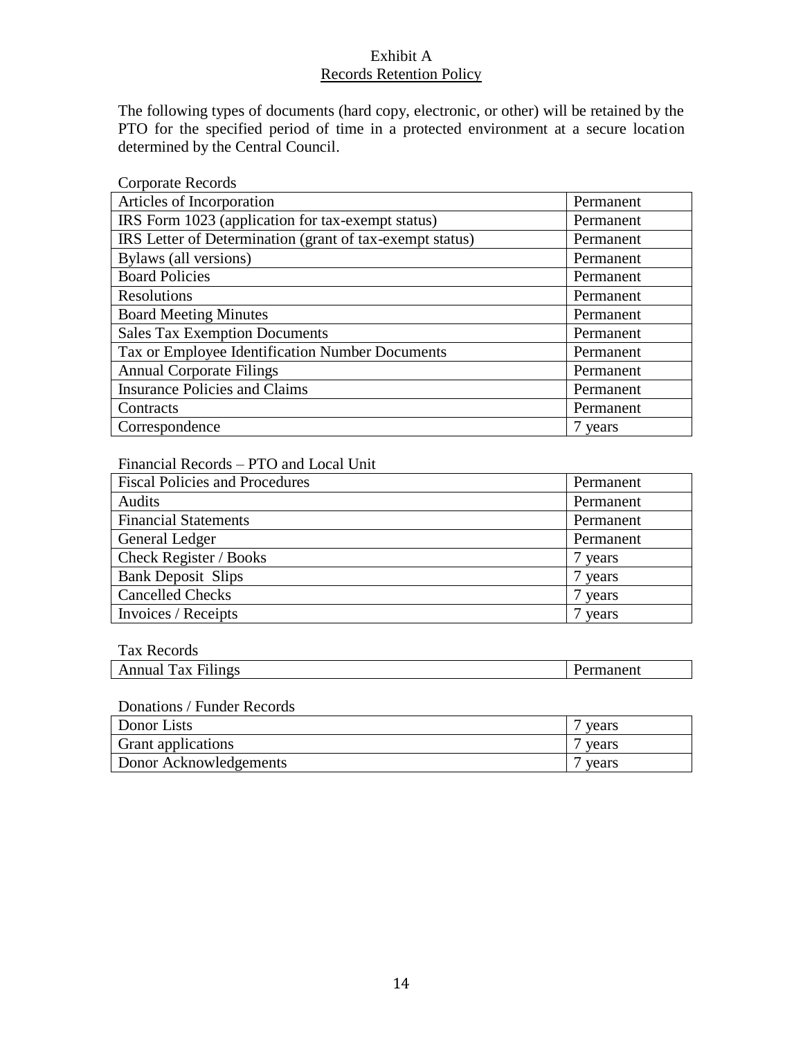# Exhibit A
## Records Retention Policy

The following types of documents (hard copy, electronic, or other) will be retained by the PTO for the specified period of time in a protected environment at a secure location determined by the Central Council.

Corporate Records

| Document | Retention |
|---|---|
| Articles of Incorporation | Permanent |
| IRS Form 1023 (application for tax-exempt status) | Permanent |
| IRS Letter of Determination (grant of tax-exempt status) | Permanent |
| Bylaws (all versions) | Permanent |
| Board Policies | Permanent |
| Resolutions | Permanent |
| Board Meeting Minutes | Permanent |
| Sales Tax Exemption Documents | Permanent |
| Tax or Employee Identification Number Documents | Permanent |
| Annual Corporate Filings | Permanent |
| Insurance Policies and Claims | Permanent |
| Contracts | Permanent |
| Correspondence | 7 years |

Financial Records – PTO and Local Unit

| Document | Retention |
|---|---|
| Fiscal Policies and Procedures | Permanent |
| Audits | Permanent |
| Financial Statements | Permanent |
| General Ledger | Permanent |
| Check Register / Books | 7 years |
| Bank Deposit Slips | 7 years |
| Cancelled Checks | 7 years |
| Invoices / Receipts | 7 years |

Tax Records

| Document | Retention |
|---|---|
| Annual Tax Filings | Permanent |

Donations / Funder Records

| Document | Retention |
|---|---|
| Donor Lists | 7 years |
| Grant applications | 7 years |
| Donor Acknowledgements | 7 years |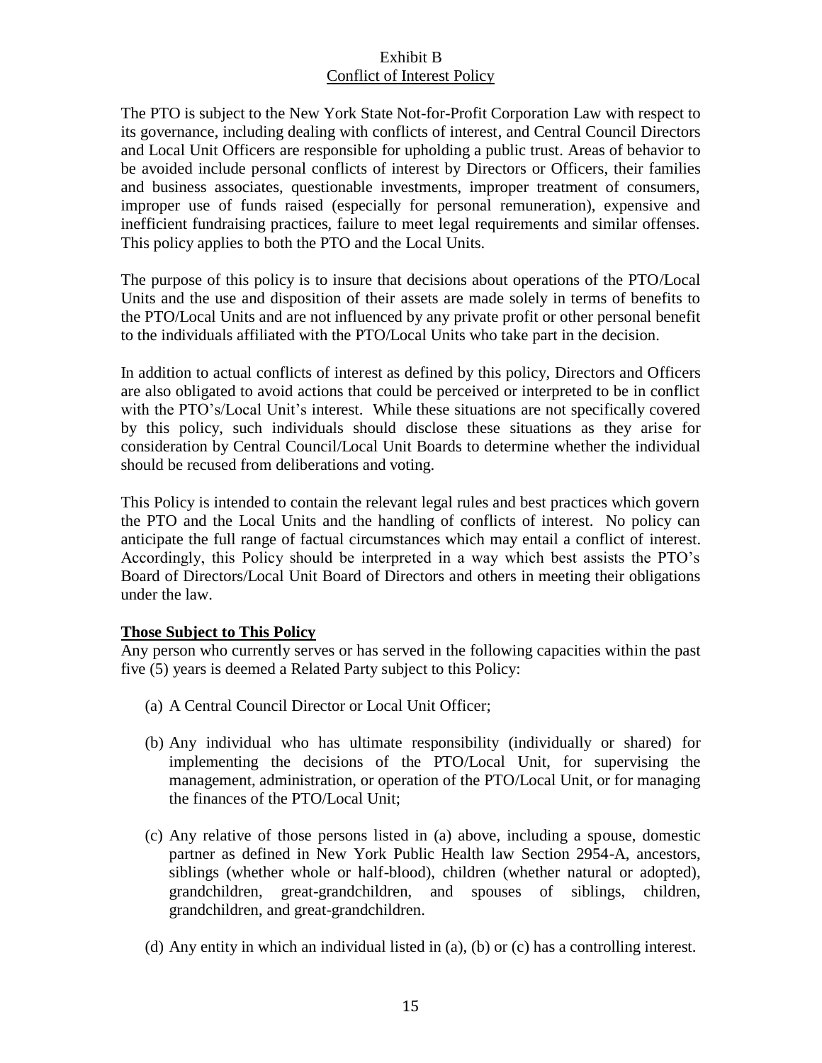# Exhibit B

## Conflict of Interest Policy

The PTO is subject to the New York State Not-for-Profit Corporation Law with respect to its governance, including dealing with conflicts of interest, and Central Council Directors and Local Unit Officers are responsible for upholding a public trust. Areas of behavior to be avoided include personal conflicts of interest by Directors or Officers, their families and business associates, questionable investments, improper treatment of consumers, improper use of funds raised (especially for personal remuneration), expensive and inefficient fundraising practices, failure to meet legal requirements and similar offenses. This policy applies to both the PTO and the Local Units.

The purpose of this policy is to insure that decisions about operations of the PTO/Local Units and the use and disposition of their assets are made solely in terms of benefits to the PTO/Local Units and are not influenced by any private profit or other personal benefit to the individuals affiliated with the PTO/Local Units who take part in the decision.

In addition to actual conflicts of interest as defined by this policy, Directors and Officers are also obligated to avoid actions that could be perceived or interpreted to be in conflict with the PTO's/Local Unit's interest. While these situations are not specifically covered by this policy, such individuals should disclose these situations as they arise for consideration by Central Council/Local Unit Boards to determine whether the individual should be recused from deliberations and voting.

This Policy is intended to contain the relevant legal rules and best practices which govern the PTO and the Local Units and the handling of conflicts of interest. No policy can anticipate the full range of factual circumstances which may entail a conflict of interest. Accordingly, this Policy should be interpreted in a way which best assists the PTO's Board of Directors/Local Unit Board of Directors and others in meeting their obligations under the law.

**Those Subject to This Policy**

Any person who currently serves or has served in the following capacities within the past five (5) years is deemed a Related Party subject to this Policy:

(a) A Central Council Director or Local Unit Officer;

(b) Any individual who has ultimate responsibility (individually or shared) for implementing the decisions of the PTO/Local Unit, for supervising the management, administration, or operation of the PTO/Local Unit, or for managing the finances of the PTO/Local Unit;

(c) Any relative of those persons listed in (a) above, including a spouse, domestic partner as defined in New York Public Health law Section 2954-A, ancestors, siblings (whether whole or half-blood), children (whether natural or adopted), grandchildren, great-grandchildren, and spouses of siblings, children, grandchildren, and great-grandchildren.

(d) Any entity in which an individual listed in (a), (b) or (c) has a controlling interest.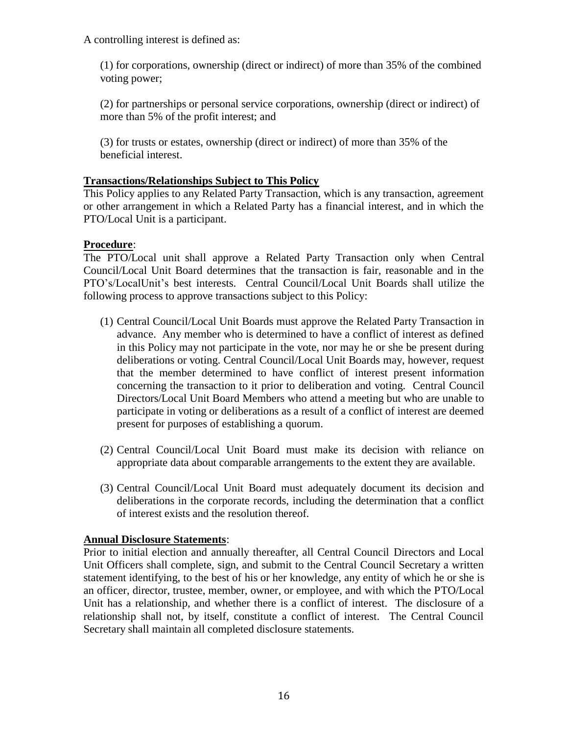A controlling interest is defined as:

(1) for corporations, ownership (direct or indirect) of more than 35% of the combined voting power;

(2) for partnerships or personal service corporations, ownership (direct or indirect) of more than 5% of the profit interest; and

(3) for trusts or estates, ownership (direct or indirect) of more than 35% of the beneficial interest.

**Transactions/Relationships Subject to This Policy**

This Policy applies to any Related Party Transaction, which is any transaction, agreement or other arrangement in which a Related Party has a financial interest, and in which the PTO/Local Unit is a participant.

**Procedure**:

The PTO/Local unit shall approve a Related Party Transaction only when Central Council/Local Unit Board determines that the transaction is fair, reasonable and in the PTO's/LocalUnit's best interests. Central Council/Local Unit Boards shall utilize the following process to approve transactions subject to this Policy:

(1) Central Council/Local Unit Boards must approve the Related Party Transaction in advance. Any member who is determined to have a conflict of interest as defined in this Policy may not participate in the vote, nor may he or she be present during deliberations or voting. Central Council/Local Unit Boards may, however, request that the member determined to have conflict of interest present information concerning the transaction to it prior to deliberation and voting. Central Council Directors/Local Unit Board Members who attend a meeting but who are unable to participate in voting or deliberations as a result of a conflict of interest are deemed present for purposes of establishing a quorum.

(2) Central Council/Local Unit Board must make its decision with reliance on appropriate data about comparable arrangements to the extent they are available.

(3) Central Council/Local Unit Board must adequately document its decision and deliberations in the corporate records, including the determination that a conflict of interest exists and the resolution thereof.

**Annual Disclosure Statements**:

Prior to initial election and annually thereafter, all Central Council Directors and Local Unit Officers shall complete, sign, and submit to the Central Council Secretary a written statement identifying, to the best of his or her knowledge, any entity of which he or she is an officer, director, trustee, member, owner, or employee, and with which the PTO/Local Unit has a relationship, and whether there is a conflict of interest. The disclosure of a relationship shall not, by itself, constitute a conflict of interest. The Central Council Secretary shall maintain all completed disclosure statements.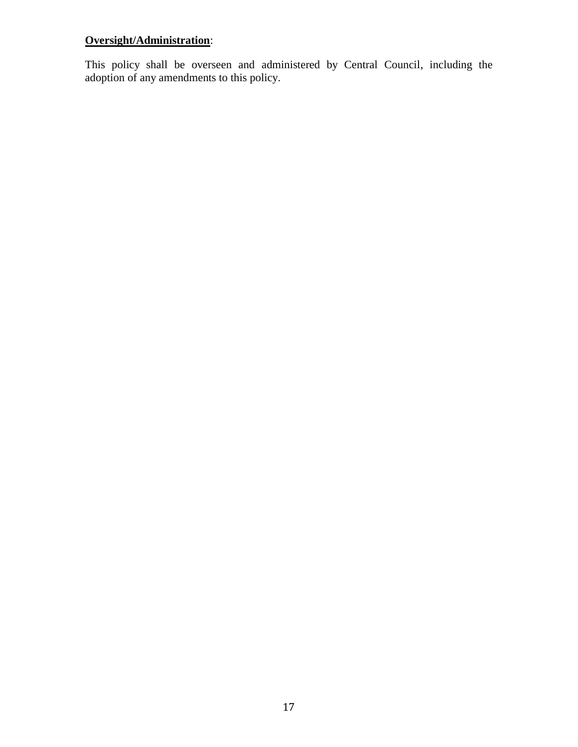**Oversight/Administration**:

This policy shall be overseen and administered by Central Council, including the adoption of any amendments to this policy.